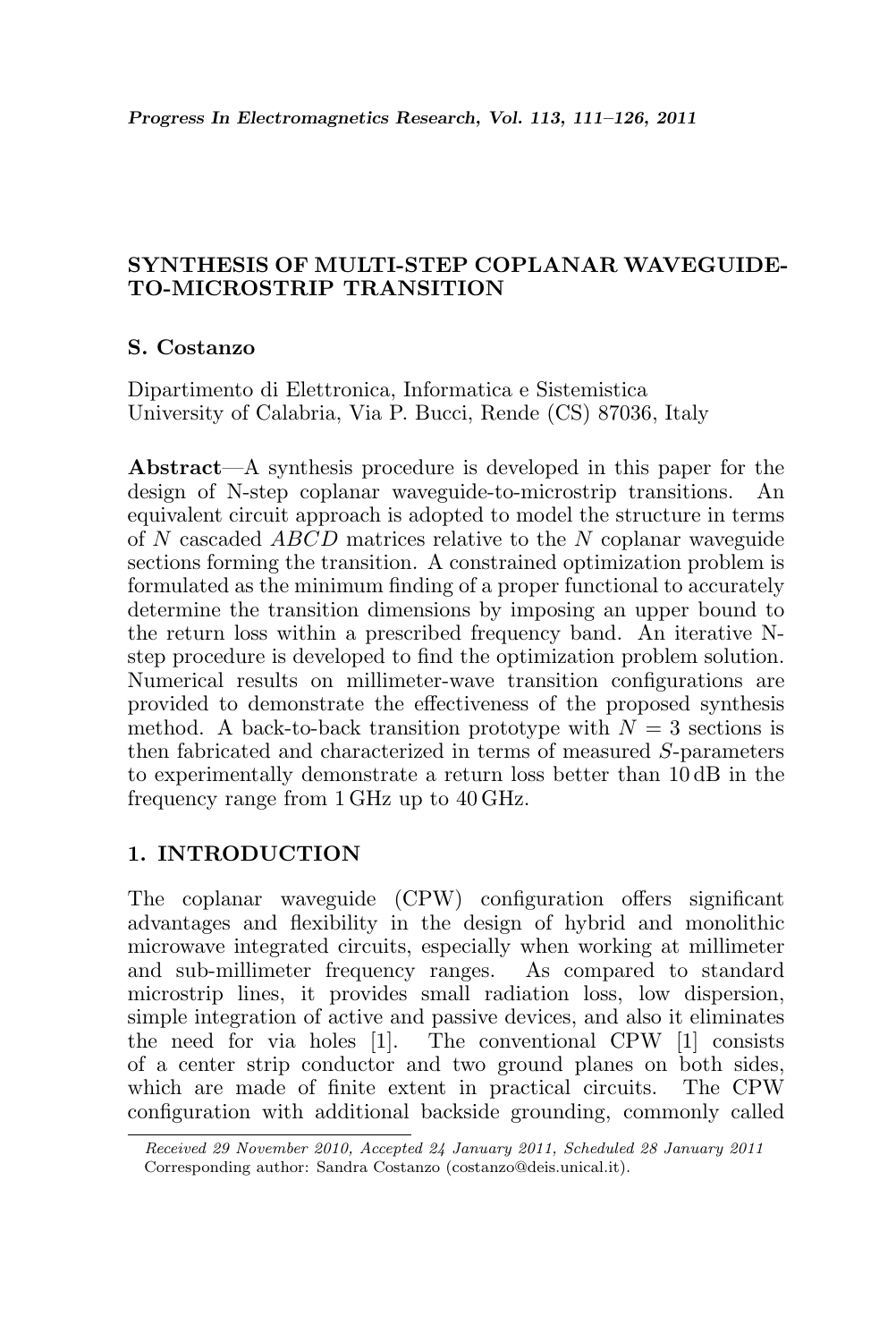# SYNTHESIS OF MULTI-STEP COPLANAR WAVEGUIDE-TO-MICROSTRIP TRANSITION

**S. Costanzo**

Dipartimento di Elettronica, Informatica e Sistemistica
University of Calabria, Via P. Bucci, Rende (CS) 87036, Italy

**Abstract**—A synthesis procedure is developed in this paper for the design of N-step coplanar waveguide-to-microstrip transitions. An equivalent circuit approach is adopted to model the structure in terms of $N$ cascaded $ABCD$ matrices relative to the $N$ coplanar waveguide sections forming the transition. A constrained optimization problem is formulated as the minimum finding of a proper functional to accurately determine the transition dimensions by imposing an upper bound to the return loss within a prescribed frequency band. An iterative N-step procedure is developed to find the optimization problem solution. Numerical results on millimeter-wave transition configurations are provided to demonstrate the effectiveness of the proposed synthesis method. A back-to-back transition prototype with $N = 3$ sections is then fabricated and characterized in terms of measured $S$-parameters to experimentally demonstrate a return loss better than 10 dB in the frequency range from 1 GHz up to 40 GHz.

## 1. INTRODUCTION

The coplanar waveguide (CPW) configuration offers significant advantages and flexibility in the design of hybrid and monolithic microwave integrated circuits, especially when working at millimeter and sub-millimeter frequency ranges. As compared to standard microstrip lines, it provides small radiation loss, low dispersion, simple integration of active and passive devices, and also it eliminates the need for via holes [1]. The conventional CPW [1] consists of a center strip conductor and two ground planes on both sides, which are made of finite extent in practical circuits. The CPW configuration with additional backside grounding, commonly called

*Received 29 November 2010, Accepted 24 January 2011, Scheduled 28 January 2011*
Corresponding author: Sandra Costanzo (costanzo@deis.unical.it).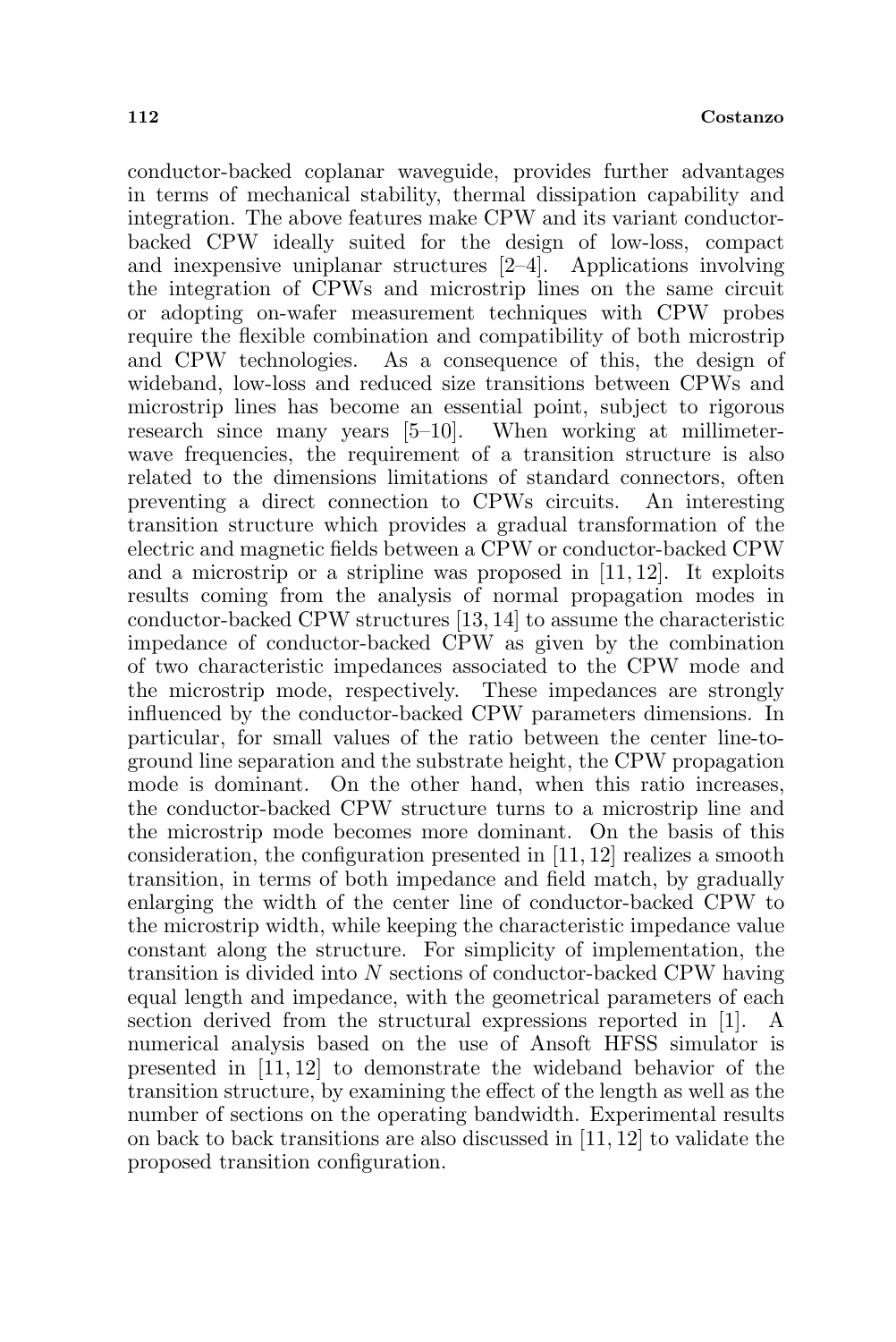conductor-backed coplanar waveguide, provides further advantages in terms of mechanical stability, thermal dissipation capability and integration. The above features make CPW and its variant conductor-backed CPW ideally suited for the design of low-loss, compact and inexpensive uniplanar structures [2–4]. Applications involving the integration of CPWs and microstrip lines on the same circuit or adopting on-wafer measurement techniques with CPW probes require the flexible combination and compatibility of both microstrip and CPW technologies. As a consequence of this, the design of wideband, low-loss and reduced size transitions between CPWs and microstrip lines has become an essential point, subject to rigorous research since many years [5–10]. When working at millimeter-wave frequencies, the requirement of a transition structure is also related to the dimensions limitations of standard connectors, often preventing a direct connection to CPWs circuits. An interesting transition structure which provides a gradual transformation of the electric and magnetic fields between a CPW or conductor-backed CPW and a microstrip or a stripline was proposed in [11, 12]. It exploits results coming from the analysis of normal propagation modes in conductor-backed CPW structures [13, 14] to assume the characteristic impedance of conductor-backed CPW as given by the combination of two characteristic impedances associated to the CPW mode and the microstrip mode, respectively. These impedances are strongly influenced by the conductor-backed CPW parameters dimensions. In particular, for small values of the ratio between the center line-to-ground line separation and the substrate height, the CPW propagation mode is dominant. On the other hand, when this ratio increases, the conductor-backed CPW structure turns to a microstrip line and the microstrip mode becomes more dominant. On the basis of this consideration, the configuration presented in [11, 12] realizes a smooth transition, in terms of both impedance and field match, by gradually enlarging the width of the center line of conductor-backed CPW to the microstrip width, while keeping the characteristic impedance value constant along the structure. For simplicity of implementation, the transition is divided into $N$ sections of conductor-backed CPW having equal length and impedance, with the geometrical parameters of each section derived from the structural expressions reported in [1]. A numerical analysis based on the use of Ansoft HFSS simulator is presented in [11, 12] to demonstrate the wideband behavior of the transition structure, by examining the effect of the length as well as the number of sections on the operating bandwidth. Experimental results on back to back transitions are also discussed in [11, 12] to validate the proposed transition configuration.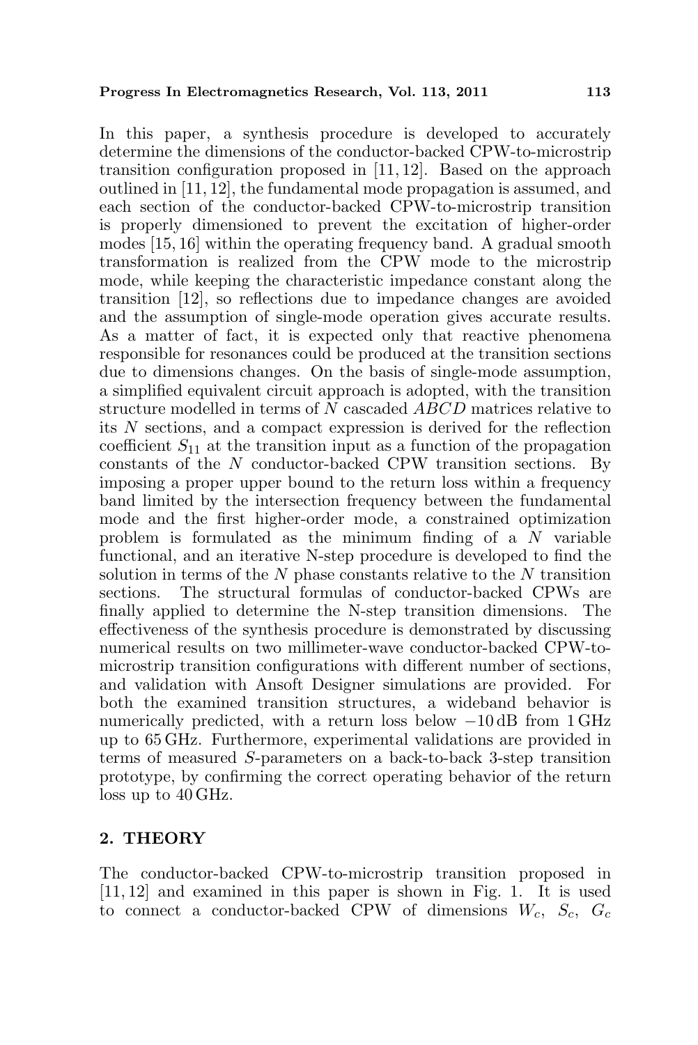In this paper, a synthesis procedure is developed to accurately determine the dimensions of the conductor-backed CPW-to-microstrip transition configuration proposed in [11, 12]. Based on the approach outlined in [11, 12], the fundamental mode propagation is assumed, and each section of the conductor-backed CPW-to-microstrip transition is properly dimensioned to prevent the excitation of higher-order modes [15, 16] within the operating frequency band. A gradual smooth transformation is realized from the CPW mode to the microstrip mode, while keeping the characteristic impedance constant along the transition [12], so reflections due to impedance changes are avoided and the assumption of single-mode operation gives accurate results. As a matter of fact, it is expected only that reactive phenomena responsible for resonances could be produced at the transition sections due to dimensions changes. On the basis of single-mode assumption, a simplified equivalent circuit approach is adopted, with the transition structure modelled in terms of $N$ cascaded $ABCD$ matrices relative to its $N$ sections, and a compact expression is derived for the reflection coefficient $S_{11}$ at the transition input as a function of the propagation constants of the $N$ conductor-backed CPW transition sections. By imposing a proper upper bound to the return loss within a frequency band limited by the intersection frequency between the fundamental mode and the first higher-order mode, a constrained optimization problem is formulated as the minimum finding of a $N$ variable functional, and an iterative N-step procedure is developed to find the solution in terms of the $N$ phase constants relative to the $N$ transition sections. The structural formulas of conductor-backed CPWs are finally applied to determine the N-step transition dimensions. The effectiveness of the synthesis procedure is demonstrated by discussing numerical results on two millimeter-wave conductor-backed CPW-to-microstrip transition configurations with different number of sections, and validation with Ansoft Designer simulations are provided. For both the examined transition structures, a wideband behavior is numerically predicted, with a return loss below $-10$ dB from 1 GHz up to 65 GHz. Furthermore, experimental validations are provided in terms of measured $S$-parameters on a back-to-back 3-step transition prototype, by confirming the correct operating behavior of the return loss up to 40 GHz.

## 2. THEORY

The conductor-backed CPW-to-microstrip transition proposed in [11, 12] and examined in this paper is shown in Fig. 1. It is used to connect a conductor-backed CPW of dimensions $W_c$, $S_c$, $G_c$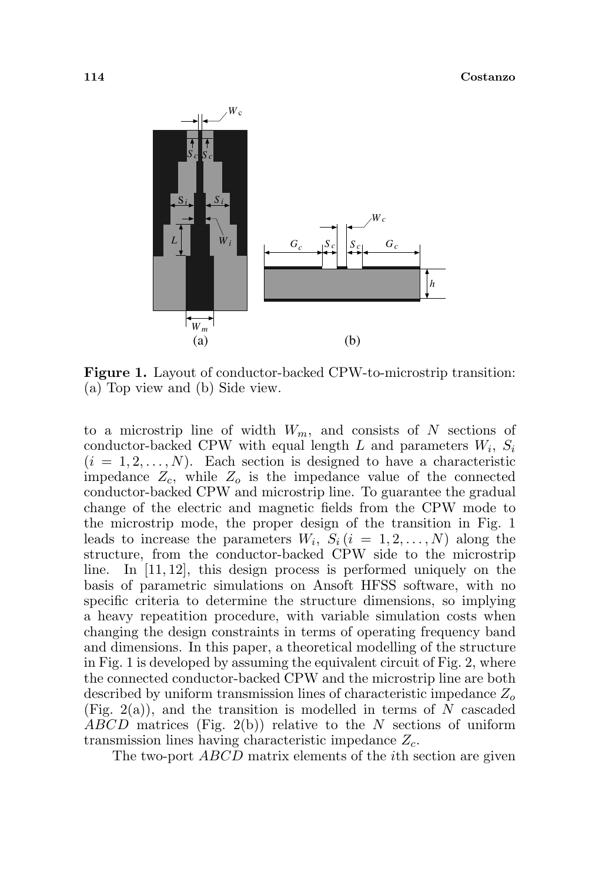**Figure 1.** Layout of conductor-backed CPW-to-microstrip transition: (a) Top view and (b) Side view.

to a microstrip line of width $W_m$, and consists of $N$ sections of conductor-backed CPW with equal length $L$ and parameters $W_i$, $S_i$ $(i = 1, 2, \ldots, N)$. Each section is designed to have a characteristic impedance $Z_c$, while $Z_o$ is the impedance value of the connected conductor-backed CPW and microstrip line. To guarantee the gradual change of the electric and magnetic fields from the CPW mode to the microstrip mode, the proper design of the transition in Fig. 1 leads to increase the parameters $W_i$, $S_i\,(i = 1, 2, \ldots, N)$ along the structure, from the conductor-backed CPW side to the microstrip line. In [11, 12], this design process is performed uniquely on the basis of parametric simulations on Ansoft HFSS software, with no specific criteria to determine the structure dimensions, so implying a heavy repeatition procedure, with variable simulation costs when changing the design constraints in terms of operating frequency band and dimensions. In this paper, a theoretical modelling of the structure in Fig. 1 is developed by assuming the equivalent circuit of Fig. 2, where the connected conductor-backed CPW and the microstrip line are both described by uniform transmission lines of characteristic impedance $Z_o$ (Fig. 2(a)), and the transition is modelled in terms of $N$ cascaded $ABCD$ matrices (Fig. 2(b)) relative to the $N$ sections of uniform transmission lines having characteristic impedance $Z_c$.

The two-port $ABCD$ matrix elements of the $i$th section are given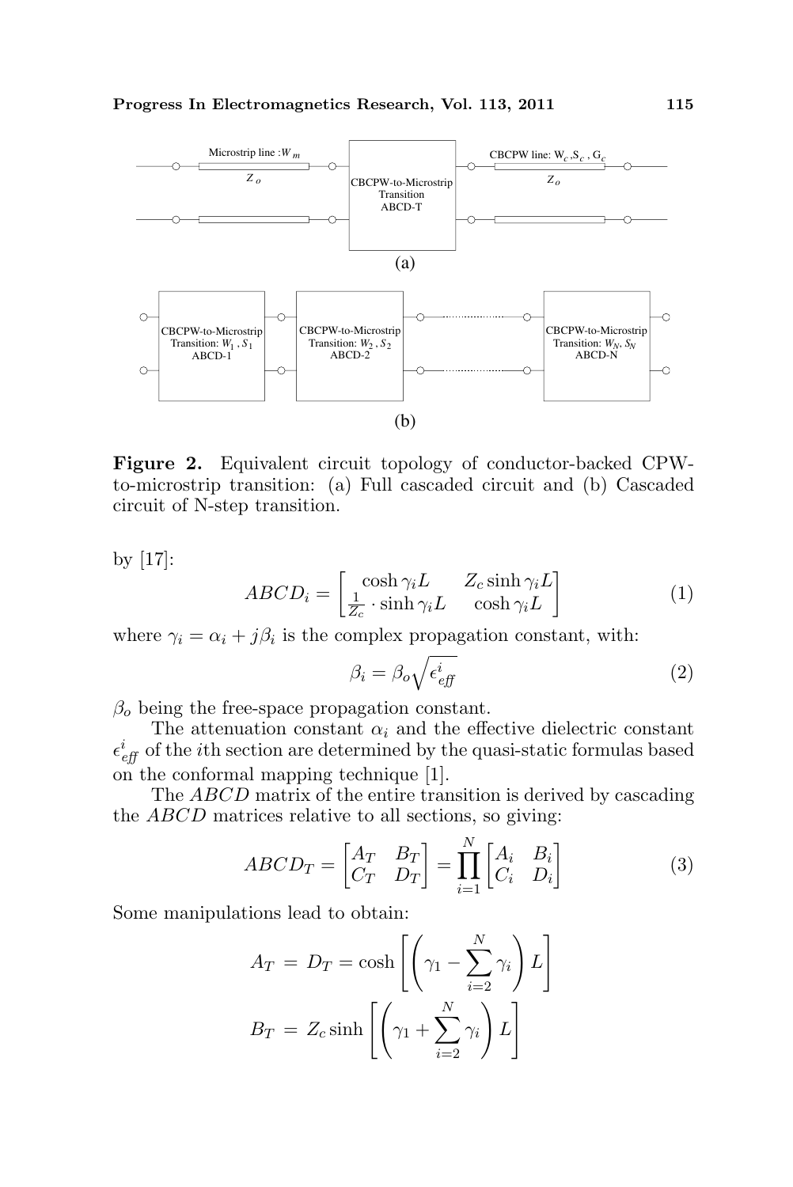Figure 2. Equivalent circuit topology of conductor-backed CPW-to-microstrip transition: (a) Full cascaded circuit and (b) Cascaded circuit of N-step transition.

by [17]:

$$ABCD_i = \begin{bmatrix} \cosh \gamma_i L & Z_c \sinh \gamma_i L \\ \frac{1}{Z_c} \cdot \sinh \gamma_i L & \cosh \gamma_i L \end{bmatrix} \tag{1}$$

where $\gamma_i = \alpha_i + j\beta_i$ is the complex propagation constant, with:

$$\beta_i = \beta_o \sqrt{\epsilon_{eff}^i} \tag{2}$$

$\beta_o$ being the free-space propagation constant.

The attenuation constant $\alpha_i$ and the effective dielectric constant $\epsilon_{eff}^i$ of the $i$th section are determined by the quasi-static formulas based on the conformal mapping technique [1].

The $ABCD$ matrix of the entire transition is derived by cascading the $ABCD$ matrices relative to all sections, so giving:

$$ABCD_T = \begin{bmatrix} A_T & B_T \\ C_T & D_T \end{bmatrix} = \prod_{i=1}^{N} \begin{bmatrix} A_i & B_i \\ C_i & D_i \end{bmatrix} \tag{3}$$

Some manipulations lead to obtain:

$$A_T = D_T = \cosh \left[ \left( \gamma_1 - \sum_{i=2}^{N} \gamma_i \right) L \right]$$

$$B_T = Z_c \sinh \left[ \left( \gamma_1 + \sum_{i=2}^{N} \gamma_i \right) L \right]$$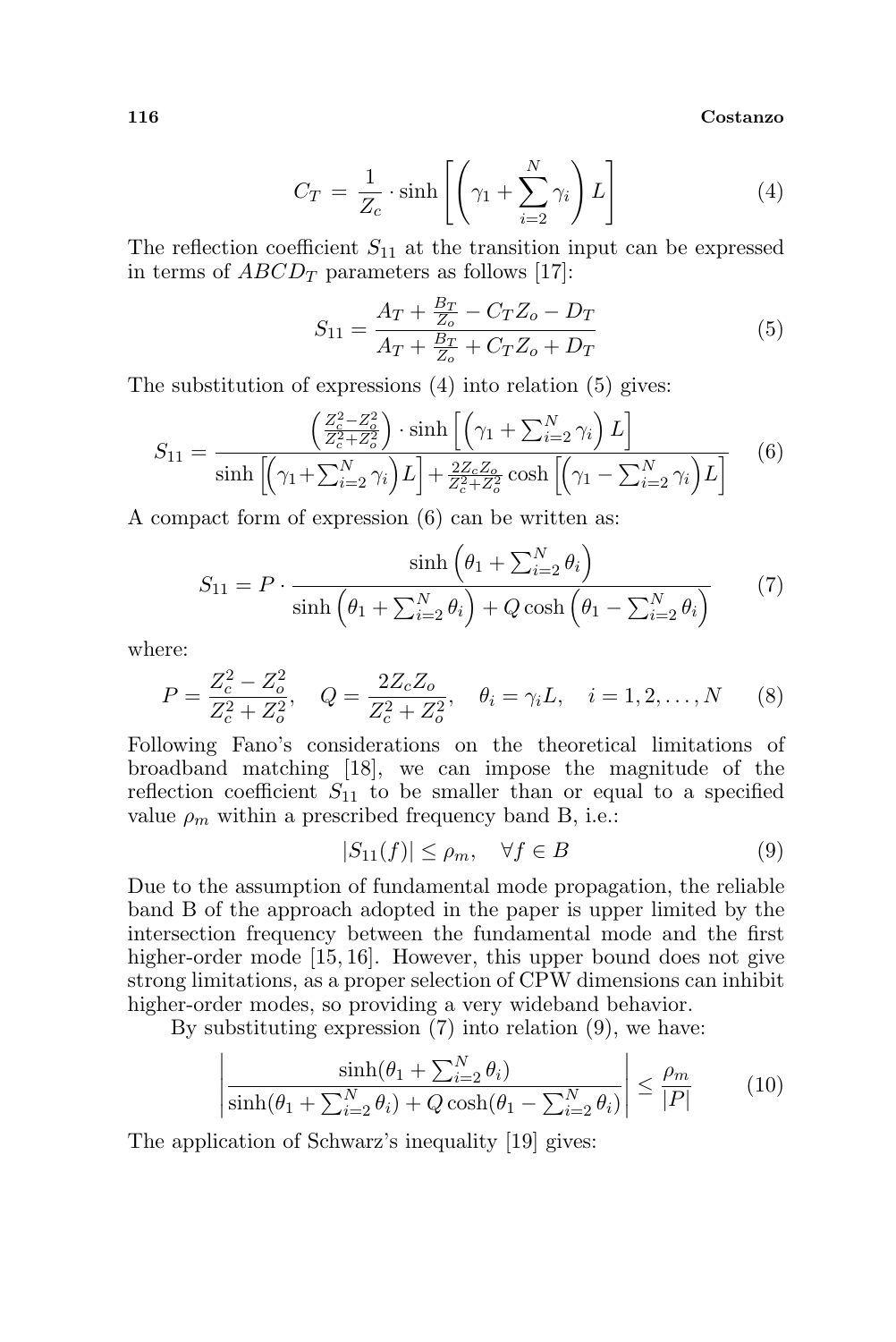$$C_T = \frac{1}{Z_c} \cdot \sinh\left[\left(\gamma_1 + \sum_{i=2}^{N} \gamma_i\right) L\right] \tag{4}$$

The reflection coefficient $S_{11}$ at the transition input can be expressed in terms of $ABCD_T$ parameters as follows [17]:

$$S_{11} = \frac{A_T + \frac{B_T}{Z_o} - C_T Z_o - D_T}{A_T + \frac{B_T}{Z_o} + C_T Z_o + D_T} \tag{5}$$

The substitution of expressions (4) into relation (5) gives:

$$S_{11} = \frac{\left(\frac{Z_c^2 - Z_o^2}{Z_c^2 + Z_o^2}\right) \cdot \sinh\left[\left(\gamma_1 + \sum_{i=2}^{N} \gamma_i\right) L\right]}{\sinh\left[\left(\gamma_1 + \sum_{i=2}^{N} \gamma_i\right) L\right] + \frac{2 Z_c Z_o}{Z_c^2 + Z_o^2} \cosh\left[\left(\gamma_1 - \sum_{i=2}^{N} \gamma_i\right) L\right]} \tag{6}$$

A compact form of expression (6) can be written as:

$$S_{11} = P \cdot \frac{\sinh\left(\theta_1 + \sum_{i=2}^{N} \theta_i\right)}{\sinh\left(\theta_1 + \sum_{i=2}^{N} \theta_i\right) + Q \cosh\left(\theta_1 - \sum_{i=2}^{N} \theta_i\right)} \tag{7}$$

where:

$$P = \frac{Z_c^2 - Z_o^2}{Z_c^2 + Z_o^2}, \quad Q = \frac{2 Z_c Z_o}{Z_c^2 + Z_o^2}, \quad \theta_i = \gamma_i L, \quad i = 1, 2, \ldots, N \tag{8}$$

Following Fano's considerations on the theoretical limitations of broadband matching [18], we can impose the magnitude of the reflection coefficient $S_{11}$ to be smaller than or equal to a specified value $\rho_m$ within a prescribed frequency band B, i.e.:

$$|S_{11}(f)| \leq \rho_m, \quad \forall f \in B \tag{9}$$

Due to the assumption of fundamental mode propagation, the reliable band B of the approach adopted in the paper is upper limited by the intersection frequency between the fundamental mode and the first higher-order mode [15, 16]. However, this upper bound does not give strong limitations, as a proper selection of CPW dimensions can inhibit higher-order modes, so providing a very wideband behavior.

By substituting expression (7) into relation (9), we have:

$$\left| \frac{\sinh(\theta_1 + \sum_{i=2}^{N} \theta_i)}{\sinh(\theta_1 + \sum_{i=2}^{N} \theta_i) + Q \cosh(\theta_1 - \sum_{i=2}^{N} \theta_i)} \right| \leq \frac{\rho_m}{|P|} \tag{10}$$

The application of Schwarz's inequality [19] gives: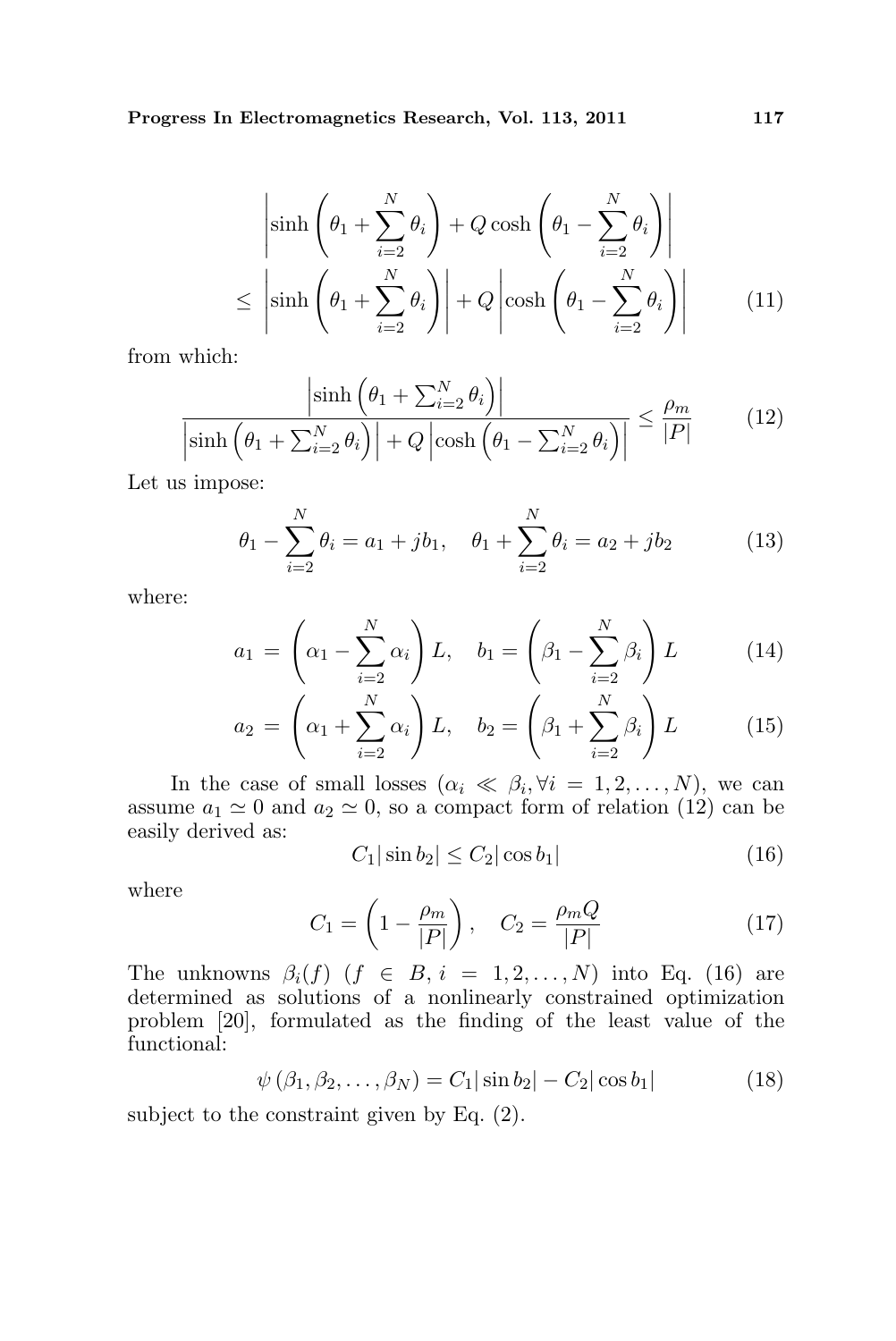$$
\begin{aligned}
&\left|\sinh\left(\theta_1+\sum_{i=2}^{N}\theta_i\right)+Q\cosh\left(\theta_1-\sum_{i=2}^{N}\theta_i\right)\right| \\
&\leq \left|\sinh\left(\theta_1+\sum_{i=2}^{N}\theta_i\right)\right|+Q\left|\cosh\left(\theta_1-\sum_{i=2}^{N}\theta_i\right)\right| \qquad (11)
\end{aligned}
$$

from which:

$$
\frac{\left|\sinh\left(\theta_1+\sum_{i=2}^{N}\theta_i\right)\right|}{\left|\sinh\left(\theta_1+\sum_{i=2}^{N}\theta_i\right)\right|+Q\left|\cosh\left(\theta_1-\sum_{i=2}^{N}\theta_i\right)\right|}\leq\frac{\rho_m}{|P|} \qquad (12)
$$

Let us impose:

$$
\theta_1-\sum_{i=2}^{N}\theta_i=a_1+jb_1, \quad \theta_1+\sum_{i=2}^{N}\theta_i=a_2+jb_2 \qquad (13)
$$

where:

$$
a_1=\left(\alpha_1-\sum_{i=2}^{N}\alpha_i\right)L, \quad b_1=\left(\beta_1-\sum_{i=2}^{N}\beta_i\right)L \qquad (14)
$$

$$
a_2=\left(\alpha_1+\sum_{i=2}^{N}\alpha_i\right)L, \quad b_2=\left(\beta_1+\sum_{i=2}^{N}\beta_i\right)L \qquad (15)
$$

In the case of small losses ($\alpha_i \ll \beta_i, \forall i = 1, 2, \ldots, N$), we can assume $a_1 \simeq 0$ and $a_2 \simeq 0$, so a compact form of relation (12) can be easily derived as:

$$
C_1|\sin b_2| \leq C_2|\cos b_1| \qquad (16)
$$

where

$$
C_1=\left(1-\frac{\rho_m}{|P|}\right), \quad C_2=\frac{\rho_m Q}{|P|} \qquad (17)
$$

The unknowns $\beta_i(f)$ ($f \in B, i = 1, 2, \ldots, N$) into Eq. (16) are determined as solutions of a nonlinearly constrained optimization problem [20], formulated as the finding of the least value of the functional:

$$
\psi\left(\beta_1, \beta_2, \ldots, \beta_N\right)=C_1|\sin b_2|-C_2|\cos b_1| \qquad (18)
$$

subject to the constraint given by Eq. (2).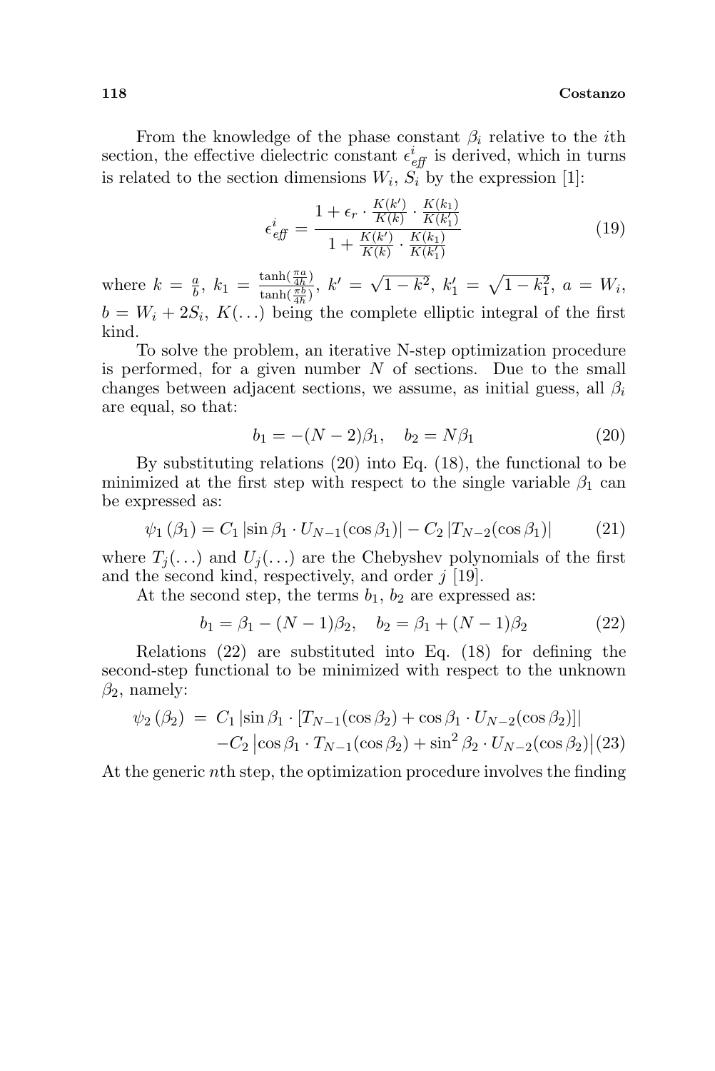From the knowledge of the phase constant $\beta_i$ relative to the $i$th section, the effective dielectric constant $\epsilon_{eff}^{i}$ is derived, which in turns is related to the section dimensions $W_i$, $S_i$ by the expression [1]:

$$\epsilon_{eff}^{i} = \frac{1 + \epsilon_r \cdot \frac{K(k')}{K(k)} \cdot \frac{K(k_1)}{K(k_1')}}{1 + \frac{K(k')}{K(k)} \cdot \frac{K(k_1)}{K(k_1')}} \tag{19}$$

where $k = \frac{a}{b}$, $k_1 = \frac{\tanh(\frac{\pi a}{4h})}{\tanh(\frac{\pi b}{4h})}$, $k' = \sqrt{1-k^2}$, $k_1' = \sqrt{1-k_1^2}$, $a = W_i$, $b = W_i + 2S_i$, $K(\ldots)$ being the complete elliptic integral of the first kind.

To solve the problem, an iterative N-step optimization procedure is performed, for a given number $N$ of sections. Due to the small changes between adjacent sections, we assume, as initial guess, all $\beta_i$ are equal, so that:

$$b_1 = -(N-2)\beta_1, \quad b_2 = N\beta_1 \tag{20}$$

By substituting relations (20) into Eq. (18), the functional to be minimized at the first step with respect to the single variable $\beta_1$ can be expressed as:

$$\psi_1(\beta_1) = C_1 \left|\sin\beta_1 \cdot U_{N-1}(\cos\beta_1)\right| - C_2 \left|T_{N-2}(\cos\beta_1)\right| \tag{21}$$

where $T_j(\ldots)$ and $U_j(\ldots)$ are the Chebyshev polynomials of the first and the second kind, respectively, and order $j$ [19].

At the second step, the terms $b_1$, $b_2$ are expressed as:

$$b_1 = \beta_1 - (N-1)\beta_2, \quad b_2 = \beta_1 + (N-1)\beta_2 \tag{22}$$

Relations (22) are substituted into Eq. (18) for defining the second-step functional to be minimized with respect to the unknown $\beta_2$, namely:

$$\begin{aligned}\psi_2(\beta_2) = \; & C_1 \left|\sin\beta_1 \cdot [T_{N-1}(\cos\beta_2) + \cos\beta_1 \cdot U_{N-2}(\cos\beta_2)]\right| \\ & - C_2 \left|\cos\beta_1 \cdot T_{N-1}(\cos\beta_2) + \sin^2\beta_2 \cdot U_{N-2}(\cos\beta_2)\right|\end{aligned} \tag{23}$$

At the generic $n$th step, the optimization procedure involves the finding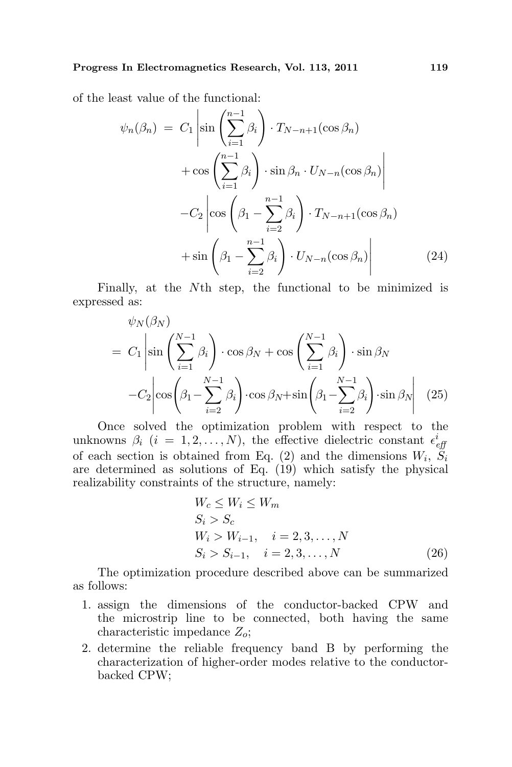of the least value of the functional:

$$
\begin{aligned}
\psi_n(\beta_n) \;=\; & C_1 \left| \sin\left(\sum_{i=1}^{n-1}\beta_i\right) \cdot T_{N-n+1}(\cos\beta_n) \right. \\
& \left. + \cos\left(\sum_{i=1}^{n-1}\beta_i\right) \cdot \sin\beta_n \cdot U_{N-n}(\cos\beta_n) \right| \\
& - C_2 \left| \cos\left(\beta_1 - \sum_{i=2}^{n-1}\beta_i\right) \cdot T_{N-n+1}(\cos\beta_n) \right. \\
& \left. + \sin\left(\beta_1 - \sum_{i=2}^{n-1}\beta_i\right) \cdot U_{N-n}(\cos\beta_n) \right| \qquad (24)
\end{aligned}
$$

Finally, at the $N$th step, the functional to be minimized is expressed as:

$$
\begin{aligned}
& \psi_N(\beta_N) \\
=\; & C_1 \left| \sin\left(\sum_{i=1}^{N-1}\beta_i\right) \cdot \cos\beta_N + \cos\left(\sum_{i=1}^{N-1}\beta_i\right) \cdot \sin\beta_N \right. \\
& - C_2 \left| \cos\left(\beta_1 - \sum_{i=2}^{N-1}\beta_i\right) \cdot \cos\beta_N + \sin\left(\beta_1 - \sum_{i=2}^{N-1}\beta_i\right) \cdot \sin\beta_N \right| \qquad (25)
\end{aligned}
$$

Once solved the optimization problem with respect to the unknowns $\beta_i$ $(i = 1, 2, \ldots, N)$, the effective dielectric constant $\epsilon^i_{eff}$ of each section is obtained from Eq. (2) and the dimensions $W_i$, $S_i$ are determined as solutions of Eq. (19) which satisfy the physical realizability constraints of the structure, namely:

$$
\begin{aligned}
& W_c \leq W_i \leq W_m \\
& S_i > S_c \\
& W_i > W_{i-1}, \quad i = 2, 3, \ldots, N \\
& S_i > S_{i-1}, \quad i = 2, 3, \ldots, N
\end{aligned} \qquad (26)
$$

The optimization procedure described above can be summarized as follows:

1. assign the dimensions of the conductor-backed CPW and the microstrip line to be connected, both having the same characteristic impedance $Z_o$;
2. determine the reliable frequency band B by performing the characterization of higher-order modes relative to the conductor-backed CPW;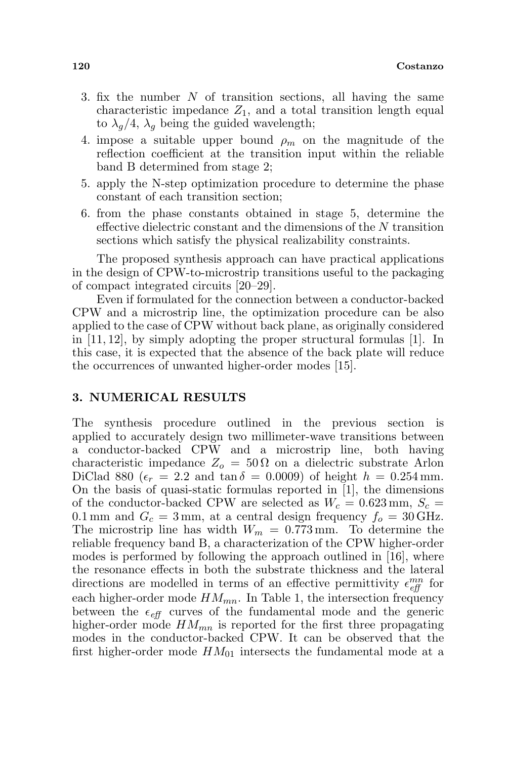3. fix the number $N$ of transition sections, all having the same characteristic impedance $Z_1$, and a total transition length equal to $\lambda_g/4$, $\lambda_g$ being the guided wavelength;
4. impose a suitable upper bound $\rho_m$ on the magnitude of the reflection coefficient at the transition input within the reliable band B determined from stage 2;
5. apply the N-step optimization procedure to determine the phase constant of each transition section;
6. from the phase constants obtained in stage 5, determine the effective dielectric constant and the dimensions of the $N$ transition sections which satisfy the physical realizability constraints.

The proposed synthesis approach can have practical applications in the design of CPW-to-microstrip transitions useful to the packaging of compact integrated circuits [20–29].

Even if formulated for the connection between a conductor-backed CPW and a microstrip line, the optimization procedure can be also applied to the case of CPW without back plane, as originally considered in [11, 12], by simply adopting the proper structural formulas [1]. In this case, it is expected that the absence of the back plate will reduce the occurrences of unwanted higher-order modes [15].

## 3. NUMERICAL RESULTS

The synthesis procedure outlined in the previous section is applied to accurately design two millimeter-wave transitions between a conductor-backed CPW and a microstrip line, both having characteristic impedance $Z_o = 50\,\Omega$ on a dielectric substrate Arlon DiClad 880 ($\epsilon_r = 2.2$ and $\tan\delta = 0.0009$) of height $h = 0.254\,\text{mm}$. On the basis of quasi-static formulas reported in [1], the dimensions of the conductor-backed CPW are selected as $W_c = 0.623\,\text{mm}$, $S_c = 0.1\,\text{mm}$ and $G_c = 3\,\text{mm}$, at a central design frequency $f_o = 30\,\text{GHz}$. The microstrip line has width $W_m = 0.773\,\text{mm}$. To determine the reliable frequency band B, a characterization of the CPW higher-order modes is performed by following the approach outlined in [16], where the resonance effects in both the substrate thickness and the lateral directions are modelled in terms of an effective permittivity $\epsilon_{\mathit{eff}}^{mn}$ for each higher-order mode $HM_{mn}$. In Table 1, the intersection frequency between the $\epsilon_{\mathit{eff}}$ curves of the fundamental mode and the generic higher-order mode $HM_{mn}$ is reported for the first three propagating modes in the conductor-backed CPW. It can be observed that the first higher-order mode $HM_{01}$ intersects the fundamental mode at a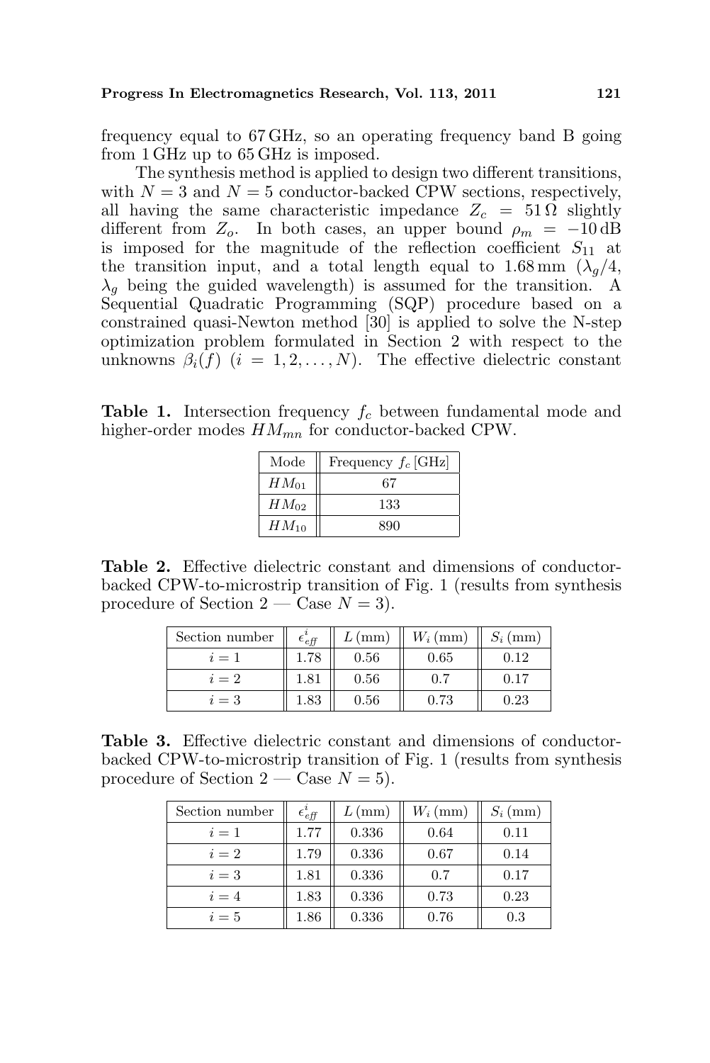frequency equal to 67 GHz, so an operating frequency band B going from 1 GHz up to 65 GHz is imposed.

The synthesis method is applied to design two different transitions, with $N = 3$ and $N = 5$ conductor-backed CPW sections, respectively, all having the same characteristic impedance $Z_c = 51\,\Omega$ slightly different from $Z_o$. In both cases, an upper bound $\rho_m = -10\,\text{dB}$ is imposed for the magnitude of the reflection coefficient $S_{11}$ at the transition input, and a total length equal to 1.68 mm ($\lambda_g/4$, $\lambda_g$ being the guided wavelength) is assumed for the transition. A Sequential Quadratic Programming (SQP) procedure based on a constrained quasi-Newton method [30] is applied to solve the N-step optimization problem formulated in Section 2 with respect to the unknowns $\beta_i(f)$ $(i = 1, 2, \ldots, N)$. The effective dielectric constant

**Table 1.** Intersection frequency $f_c$ between fundamental mode and higher-order modes $HM_{mn}$ for conductor-backed CPW.

| Mode | Frequency $f_c$ [GHz] |
|---|---|
| $HM_{01}$ | 67 |
| $HM_{02}$ | 133 |
| $HM_{10}$ | 890 |

**Table 2.** Effective dielectric constant and dimensions of conductor-backed CPW-to-microstrip transition of Fig. 1 (results from synthesis procedure of Section 2 — Case $N = 3$).

| Section number | $\epsilon_{eff}^{i}$ | $L$ (mm) | $W_i$ (mm) | $S_i$ (mm) |
|---|---|---|---|---|
| $i = 1$ | 1.78 | 0.56 | 0.65 | 0.12 |
| $i = 2$ | 1.81 | 0.56 | 0.7 | 0.17 |
| $i = 3$ | 1.83 | 0.56 | 0.73 | 0.23 |

**Table 3.** Effective dielectric constant and dimensions of conductor-backed CPW-to-microstrip transition of Fig. 1 (results from synthesis procedure of Section 2 — Case $N = 5$).

| Section number | $\epsilon_{eff}^{i}$ | $L$ (mm) | $W_i$ (mm) | $S_i$ (mm) |
|---|---|---|---|---|
| $i = 1$ | 1.77 | 0.336 | 0.64 | 0.11 |
| $i = 2$ | 1.79 | 0.336 | 0.67 | 0.14 |
| $i = 3$ | 1.81 | 0.336 | 0.7 | 0.17 |
| $i = 4$ | 1.83 | 0.336 | 0.73 | 0.23 |
| $i = 5$ | 1.86 | 0.336 | 0.76 | 0.3 |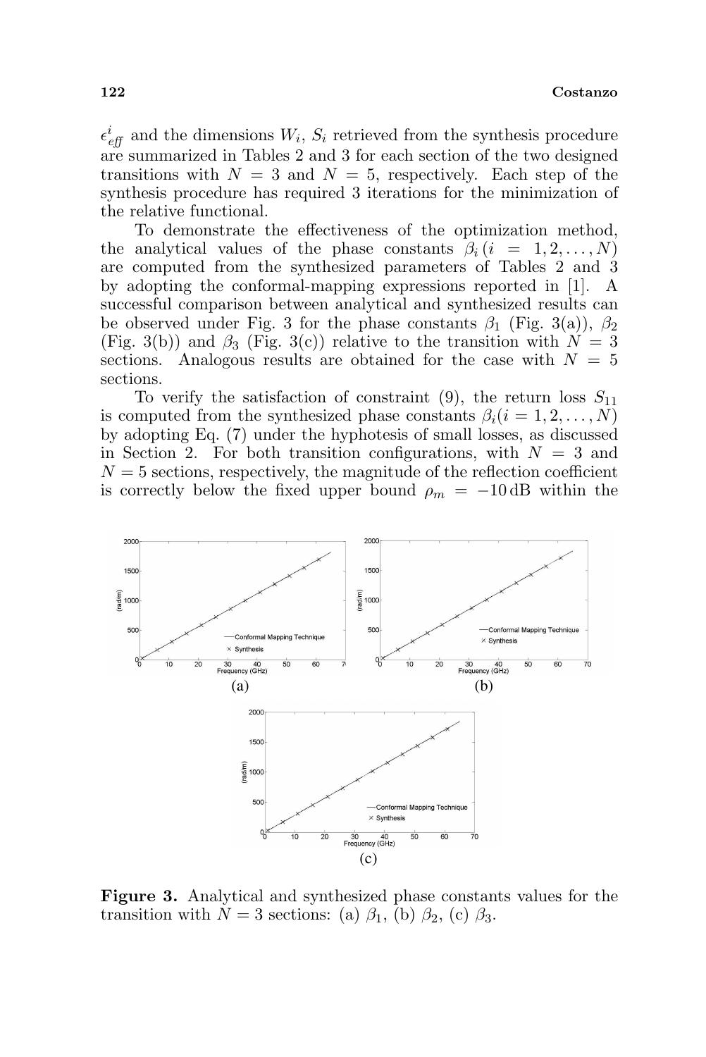$\epsilon_{eff}^{i}$ and the dimensions $W_i$, $S_i$ retrieved from the synthesis procedure are summarized in Tables 2 and 3 for each section of the two designed transitions with $N = 3$ and $N = 5$, respectively. Each step of the synthesis procedure has required 3 iterations for the minimization of the relative functional.

To demonstrate the effectiveness of the optimization method, the analytical values of the phase constants $\beta_i$ $(i = 1, 2, \ldots, N)$ are computed from the synthesized parameters of Tables 2 and 3 by adopting the conformal-mapping expressions reported in [1]. A successful comparison between analytical and synthesized results can be observed under Fig. 3 for the phase constants $\beta_1$ (Fig. 3(a)), $\beta_2$ (Fig. 3(b)) and $\beta_3$ (Fig. 3(c)) relative to the transition with $N = 3$ sections. Analogous results are obtained for the case with $N = 5$ sections.

To verify the satisfaction of constraint (9), the return loss $S_{11}$ is computed from the synthesized phase constants $\beta_i (i = 1, 2, \ldots, N)$ by adopting Eq. (7) under the hyphotesis of small losses, as discussed in Section 2. For both transition configurations, with $N = 3$ and $N = 5$ sections, respectively, the magnitude of the reflection coefficient is correctly below the fixed upper bound $\rho_m = -10\,\mathrm{dB}$ within the

**Figure 3.** Analytical and synthesized phase constants values for the transition with $N = 3$ sections: (a) $\beta_1$, (b) $\beta_2$, (c) $\beta_3$.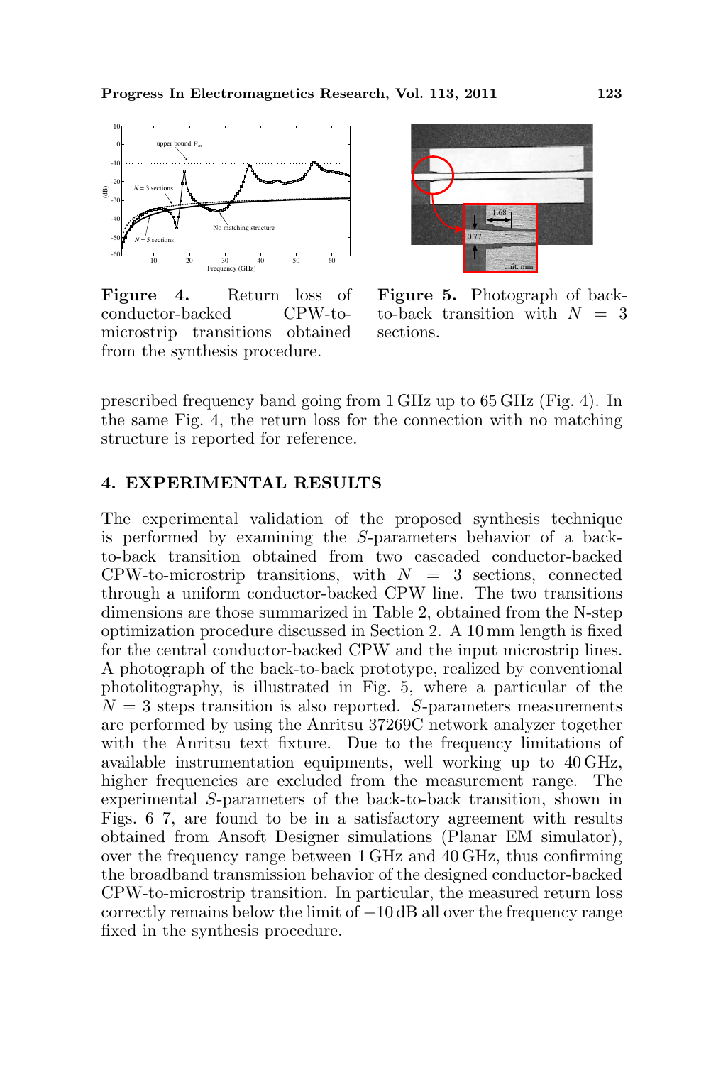**Figure 4.** Return loss of conductor-backed CPW-to-microstrip transitions obtained from the synthesis procedure.

**Figure 5.** Photograph of back-to-back transition with $N = 3$ sections.

prescribed frequency band going from 1 GHz up to 65 GHz (Fig. 4). In the same Fig. 4, the return loss for the connection with no matching structure is reported for reference.

## 4. EXPERIMENTAL RESULTS

The experimental validation of the proposed synthesis technique is performed by examining the $S$-parameters behavior of a back-to-back transition obtained from two cascaded conductor-backed CPW-to-microstrip transitions, with $N = 3$ sections, connected through a uniform conductor-backed CPW line. The two transitions dimensions are those summarized in Table 2, obtained from the N-step optimization procedure discussed in Section 2. A 10 mm length is fixed for the central conductor-backed CPW and the input microstrip lines. A photograph of the back-to-back prototype, realized by conventional photolitography, is illustrated in Fig. 5, where a particular of the $N = 3$ steps transition is also reported. $S$-parameters measurements are performed by using the Anritsu 37269C network analyzer together with the Anritsu text fixture. Due to the frequency limitations of available instrumentation equipments, well working up to 40 GHz, higher frequencies are excluded from the measurement range. The experimental $S$-parameters of the back-to-back transition, shown in Figs. 6–7, are found to be in a satisfactory agreement with results obtained from Ansoft Designer simulations (Planar EM simulator), over the frequency range between 1 GHz and 40 GHz, thus confirming the broadband transmission behavior of the designed conductor-backed CPW-to-microstrip transition. In particular, the measured return loss correctly remains below the limit of −10 dB all over the frequency range fixed in the synthesis procedure.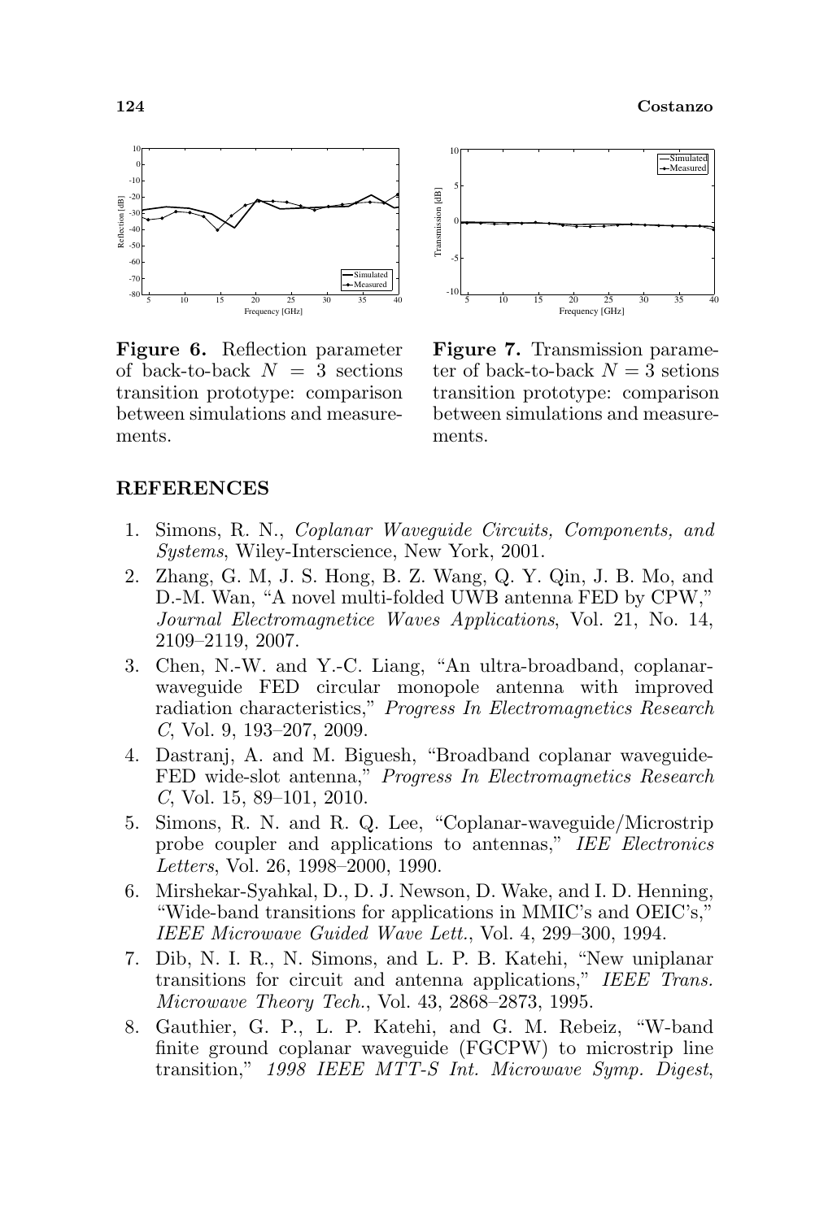**Figure 6.** Reflection parameter of back-to-back $N = 3$ sections transition prototype: comparison between simulations and measurements.

**Figure 7.** Transmission parameter of back-to-back $N = 3$ setions transition prototype: comparison between simulations and measurements.

## REFERENCES

1. Simons, R. N., *Coplanar Waveguide Circuits, Components, and Systems*, Wiley-Interscience, New York, 2001.
2. Zhang, G. M, J. S. Hong, B. Z. Wang, Q. Y. Qin, J. B. Mo, and D.-M. Wan, "A novel multi-folded UWB antenna FED by CPW," *Journal Electromagnetice Waves Applications*, Vol. 21, No. 14, 2109–2119, 2007.
3. Chen, N.-W. and Y.-C. Liang, "An ultra-broadband, coplanar-waveguide FED circular monopole antenna with improved radiation characteristics," *Progress In Electromagnetics Research C*, Vol. 9, 193–207, 2009.
4. Dastranj, A. and M. Biguesh, "Broadband coplanar waveguide-FED wide-slot antenna," *Progress In Electromagnetics Research C*, Vol. 15, 89–101, 2010.
5. Simons, R. N. and R. Q. Lee, "Coplanar-waveguide/Microstrip probe coupler and applications to antennas," *IEE Electronics Letters*, Vol. 26, 1998–2000, 1990.
6. Mirshekar-Syahkal, D., D. J. Newson, D. Wake, and I. D. Henning, "Wide-band transitions for applications in MMIC's and OEIC's," *IEEE Microwave Guided Wave Lett.*, Vol. 4, 299–300, 1994.
7. Dib, N. I. R., N. Simons, and L. P. B. Katehi, "New uniplanar transitions for circuit and antenna applications," *IEEE Trans. Microwave Theory Tech.*, Vol. 43, 2868–2873, 1995.
8. Gauthier, G. P., L. P. Katehi, and G. M. Rebeiz, "W-band finite ground coplanar waveguide (FGCPW) to microstrip line transition," *1998 IEEE MTT-S Int. Microwave Symp. Digest*,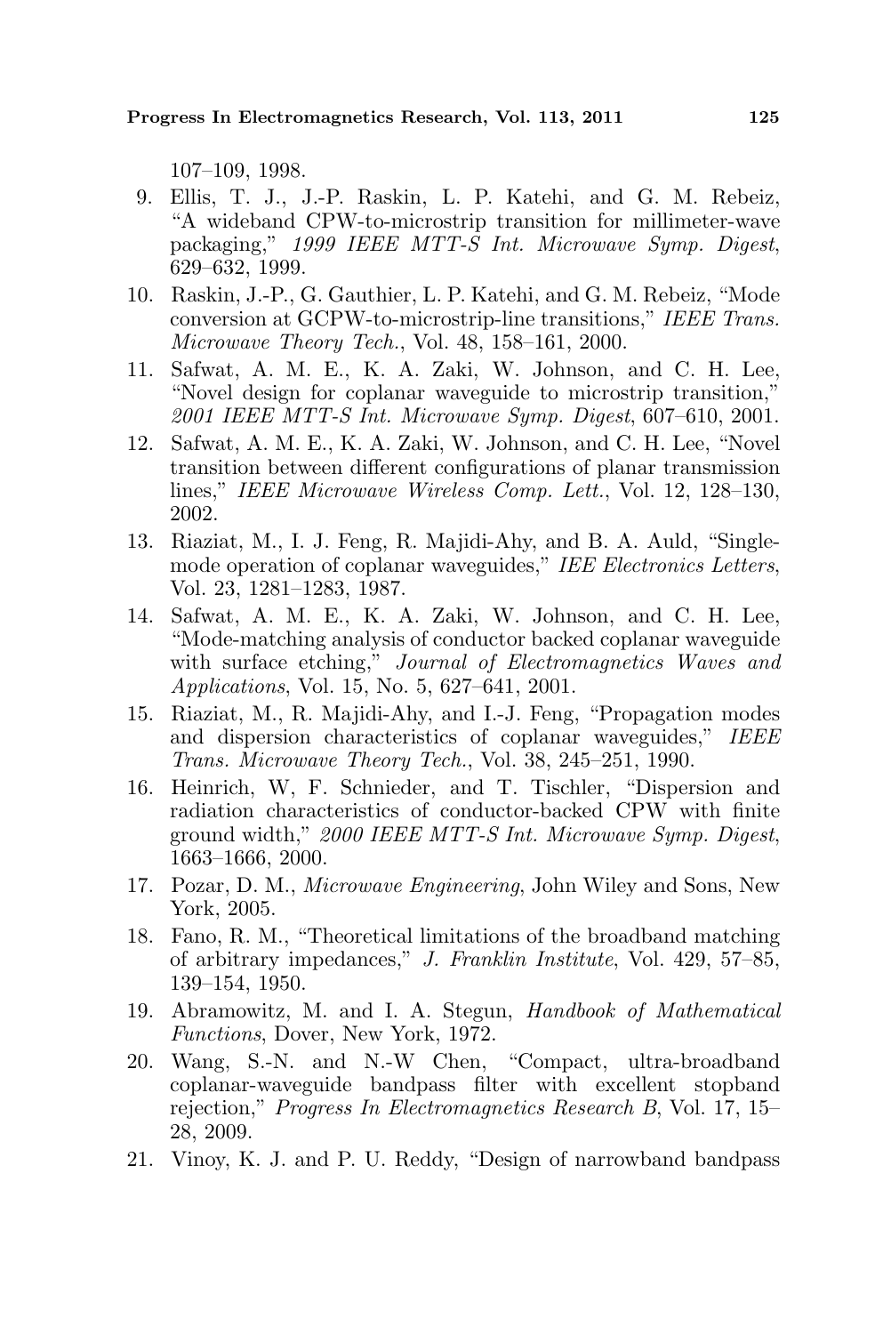107–109, 1998.

9. Ellis, T. J., J.-P. Raskin, L. P. Katehi, and G. M. Rebeiz, "A wideband CPW-to-microstrip transition for millimeter-wave packaging," *1999 IEEE MTT-S Int. Microwave Symp. Digest*, 629–632, 1999.
10. Raskin, J.-P., G. Gauthier, L. P. Katehi, and G. M. Rebeiz, "Mode conversion at GCPW-to-microstrip-line transitions," *IEEE Trans. Microwave Theory Tech.*, Vol. 48, 158–161, 2000.
11. Safwat, A. M. E., K. A. Zaki, W. Johnson, and C. H. Lee, "Novel design for coplanar waveguide to microstrip transition," *2001 IEEE MTT-S Int. Microwave Symp. Digest*, 607–610, 2001.
12. Safwat, A. M. E., K. A. Zaki, W. Johnson, and C. H. Lee, "Novel transition between different configurations of planar transmission lines," *IEEE Microwave Wireless Comp. Lett.*, Vol. 12, 128–130, 2002.
13. Riaziat, M., I. J. Feng, R. Majidi-Ahy, and B. A. Auld, "Single-mode operation of coplanar waveguides," *IEE Electronics Letters*, Vol. 23, 1281–1283, 1987.
14. Safwat, A. M. E., K. A. Zaki, W. Johnson, and C. H. Lee, "Mode-matching analysis of conductor backed coplanar waveguide with surface etching," *Journal of Electromagnetics Waves and Applications*, Vol. 15, No. 5, 627–641, 2001.
15. Riaziat, M., R. Majidi-Ahy, and I.-J. Feng, "Propagation modes and dispersion characteristics of coplanar waveguides," *IEEE Trans. Microwave Theory Tech.*, Vol. 38, 245–251, 1990.
16. Heinrich, W, F. Schnieder, and T. Tischler, "Dispersion and radiation characteristics of conductor-backed CPW with finite ground width," *2000 IEEE MTT-S Int. Microwave Symp. Digest*, 1663–1666, 2000.
17. Pozar, D. M., *Microwave Engineering*, John Wiley and Sons, New York, 2005.
18. Fano, R. M., "Theoretical limitations of the broadband matching of arbitrary impedances," *J. Franklin Institute*, Vol. 429, 57–85, 139–154, 1950.
19. Abramowitz, M. and I. A. Stegun, *Handbook of Mathematical Functions*, Dover, New York, 1972.
20. Wang, S.-N. and N.-W Chen, "Compact, ultra-broadband coplanar-waveguide bandpass filter with excellent stopband rejection," *Progress In Electromagnetics Research B*, Vol. 17, 15–28, 2009.
21. Vinoy, K. J. and P. U. Reddy, "Design of narrowband bandpass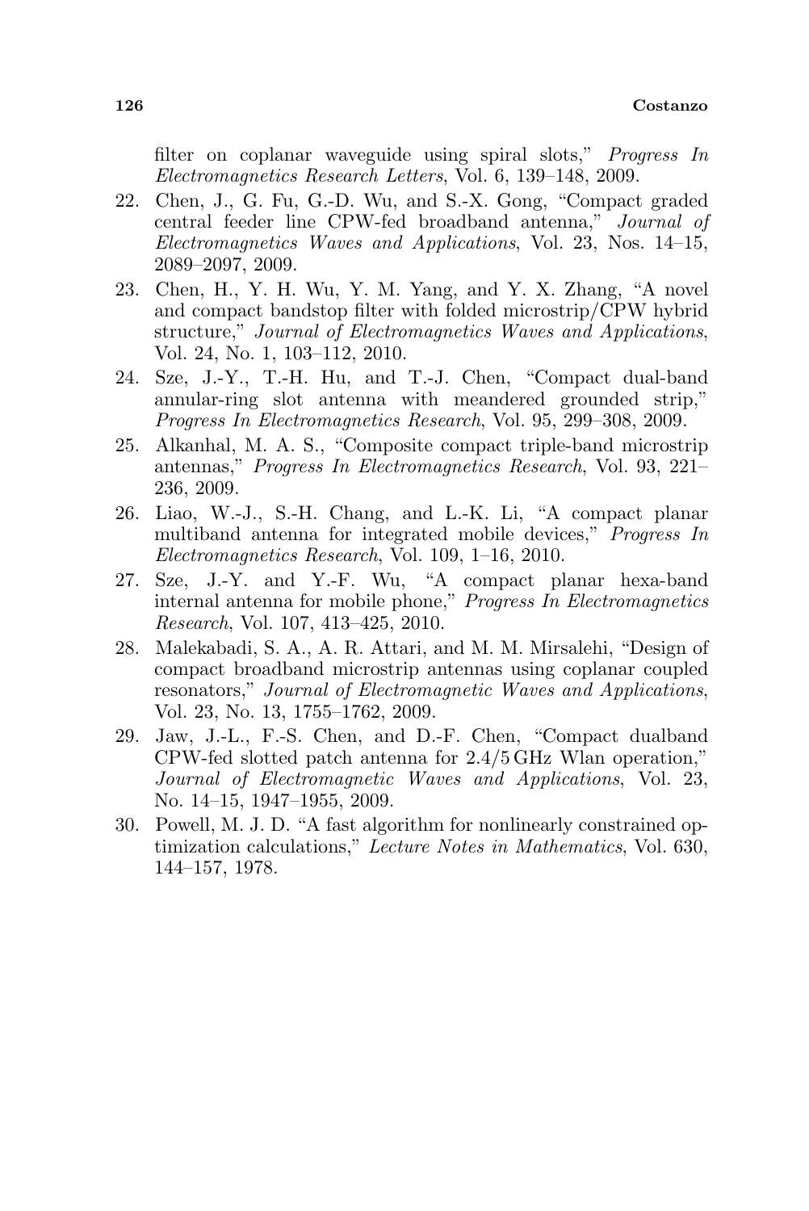filter on coplanar waveguide using spiral slots," *Progress In Electromagnetics Research Letters*, Vol. 6, 139–148, 2009.

22. Chen, J., G. Fu, G.-D. Wu, and S.-X. Gong, "Compact graded central feeder line CPW-fed broadband antenna," *Journal of Electromagnetics Waves and Applications*, Vol. 23, Nos. 14–15, 2089–2097, 2009.
23. Chen, H., Y. H. Wu, Y. M. Yang, and Y. X. Zhang, "A novel and compact bandstop filter with folded microstrip/CPW hybrid structure," *Journal of Electromagnetics Waves and Applications*, Vol. 24, No. 1, 103–112, 2010.
24. Sze, J.-Y., T.-H. Hu, and T.-J. Chen, "Compact dual-band annular-ring slot antenna with meandered grounded strip," *Progress In Electromagnetics Research*, Vol. 95, 299–308, 2009.
25. Alkanhal, M. A. S., "Composite compact triple-band microstrip antennas," *Progress In Electromagnetics Research*, Vol. 93, 221–236, 2009.
26. Liao, W.-J., S.-H. Chang, and L.-K. Li, "A compact planar multiband antenna for integrated mobile devices," *Progress In Electromagnetics Research*, Vol. 109, 1–16, 2010.
27. Sze, J.-Y. and Y.-F. Wu, "A compact planar hexa-band internal antenna for mobile phone," *Progress In Electromagnetics Research*, Vol. 107, 413–425, 2010.
28. Malekabadi, S. A., A. R. Attari, and M. M. Mirsalehi, "Design of compact broadband microstrip antennas using coplanar coupled resonators," *Journal of Electromagnetic Waves and Applications*, Vol. 23, No. 13, 1755–1762, 2009.
29. Jaw, J.-L., F.-S. Chen, and D.-F. Chen, "Compact dualband CPW-fed slotted patch antenna for 2.4/5 GHz Wlan operation," *Journal of Electromagnetic Waves and Applications*, Vol. 23, No. 14–15, 1947–1955, 2009.
30. Powell, M. J. D. "A fast algorithm for nonlinearly constrained optimization calculations," *Lecture Notes in Mathematics*, Vol. 630, 144–157, 1978.